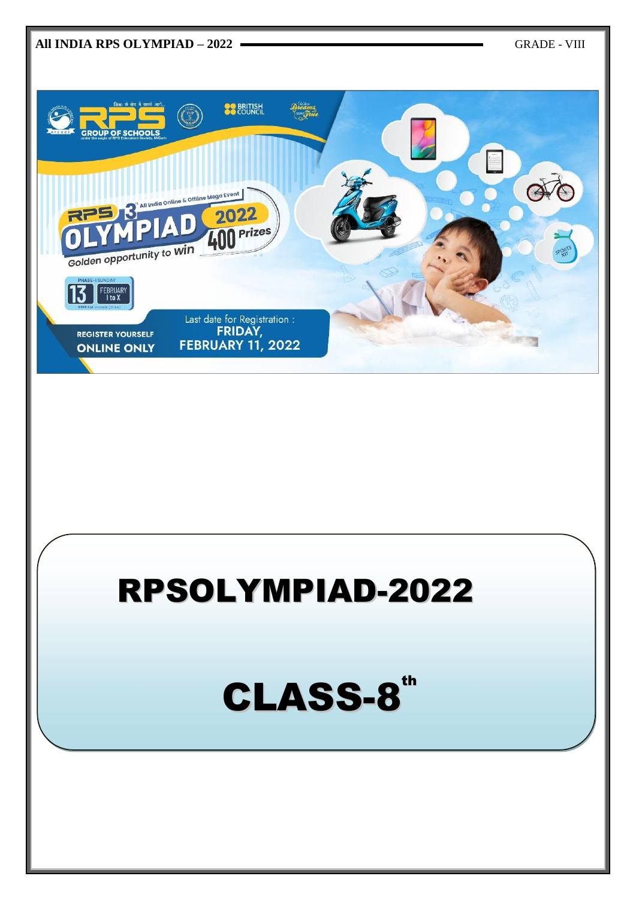# RPSOLYMPIAD-2022

# CLASS-8th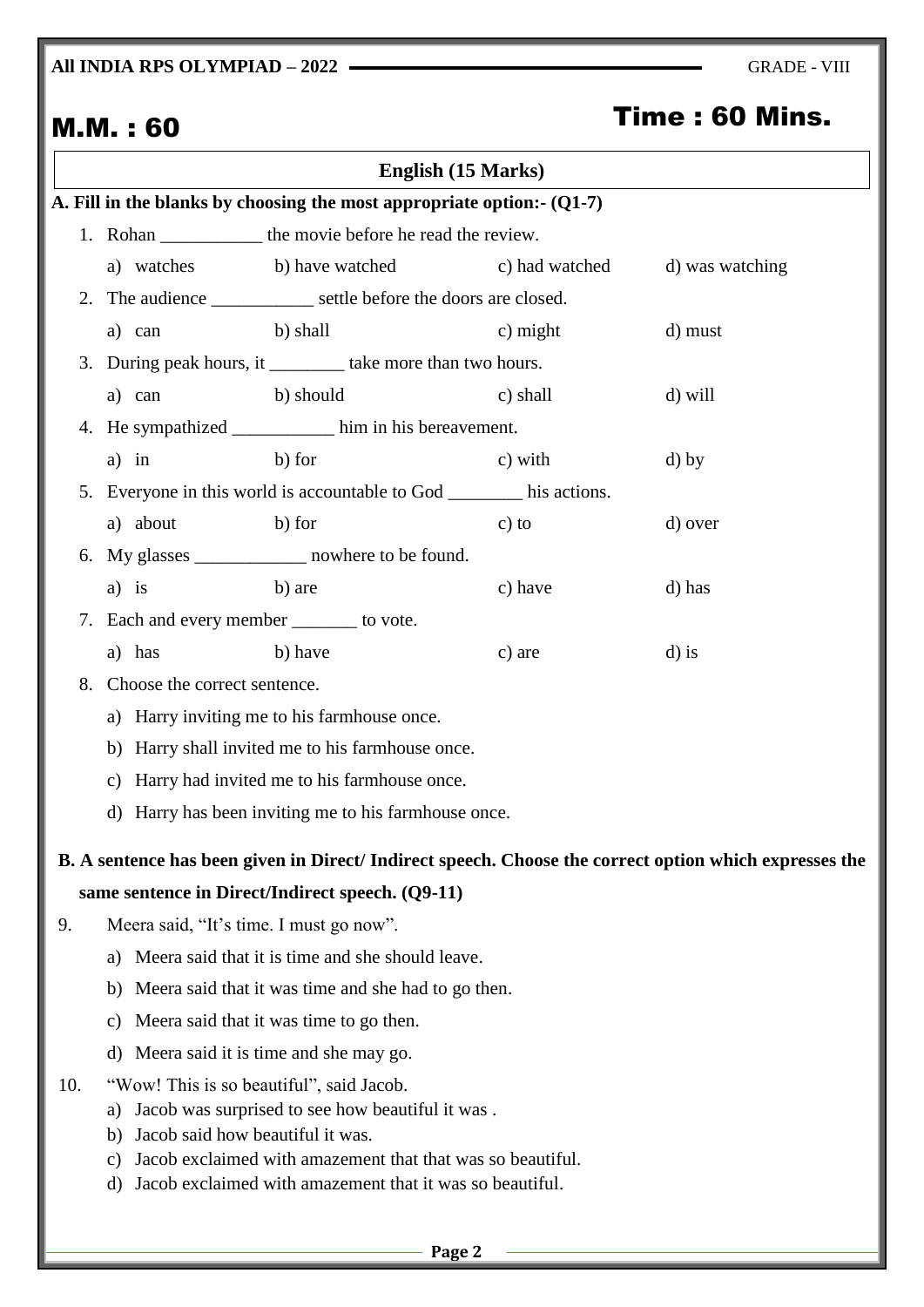**All INDIA RPS OLYMPIAD – 2022** GRADE - VIII

## M.M. : 60 Time : 60 Mins.

### English (15 Marks)

**A. Fill in the blanks by choosing the most appropriate option:- (Q1-7)**

1. Rohan ___________ the movie before he read the review.

   a) watches  b) have watched  c) had watched  d) was watching

2. The audience ___________ settle before the doors are closed.

   a) can  b) shall  c) might  d) must

3. During peak hours, it ________ take more than two hours.

   a) can  b) should  c) shall  d) will

4. He sympathized ___________ him in his bereavement.

   a) in  b) for  c) with  d) by

5. Everyone in this world is accountable to God ________ his actions.

   a) about  b) for  c) to  d) over

6. My glasses ____________ nowhere to be found.

   a) is  b) are  c) have  d) has

7. Each and every member _______ to vote.

   a) has  b) have  c) are  d) is

8. Choose the correct sentence.

   a) Harry inviting me to his farmhouse once.
   b) Harry shall invited me to his farmhouse once.
   c) Harry had invited me to his farmhouse once.
   d) Harry has been inviting me to his farmhouse once.

**B. A sentence has been given in Direct/ Indirect speech. Choose the correct option which expresses the same sentence in Direct/Indirect speech. (Q9-11)**

9. Meera said, "It's time. I must go now".

   a) Meera said that it is time and she should leave.
   b) Meera said that it was time and she had to go then.
   c) Meera said that it was time to go then.
   d) Meera said it is time and she may go.

10. "Wow! This is so beautiful", said Jacob.

    a) Jacob was surprised to see how beautiful it was .
    b) Jacob said how beautiful it was.
    c) Jacob exclaimed with amazement that that was so beautiful.
    d) Jacob exclaimed with amazement that it was so beautiful.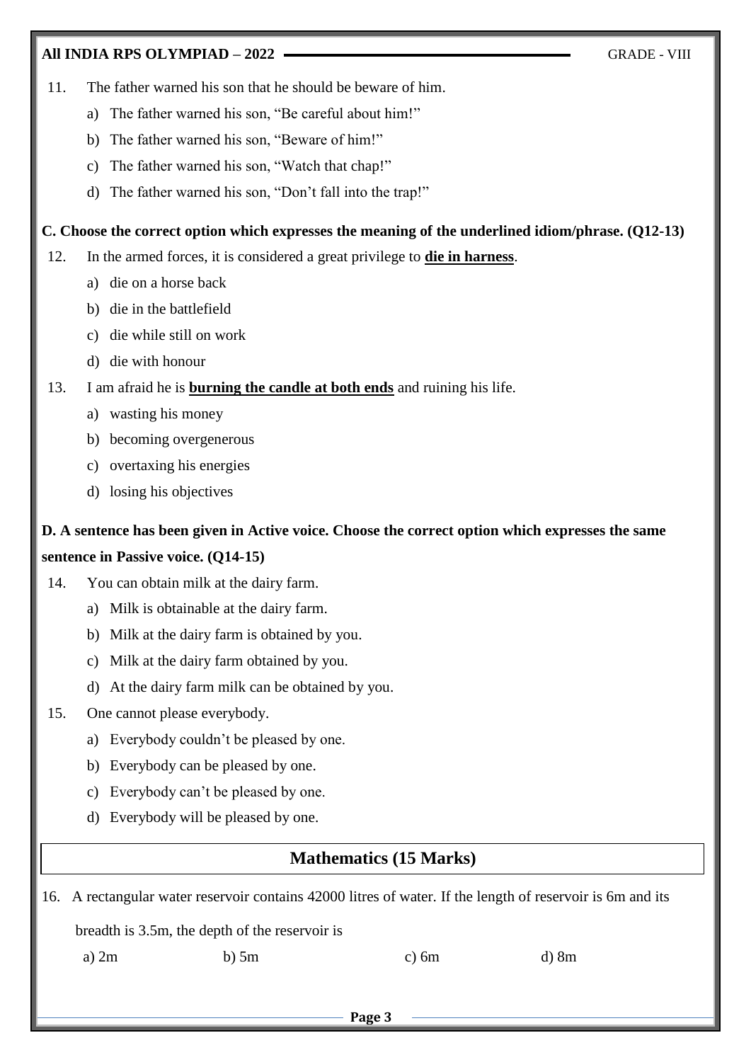11. The father warned his son that he should be beware of him.
    a) The father warned his son, "Be careful about him!"
    b) The father warned his son, "Beware of him!"
    c) The father warned his son, "Watch that chap!"
    d) The father warned his son, "Don't fall into the trap!"

**C. Choose the correct option which expresses the meaning of the underlined idiom/phrase. (Q12-13)**

12. In the armed forces, it is considered a great privilege to **<u>die in harness</u>**.
    a) die on a horse back
    b) die in the battlefield
    c) die while still on work
    d) die with honour

13. I am afraid he is **<u>burning the candle at both ends</u>** and ruining his life.
    a) wasting his money
    b) becoming overgenerous
    c) overtaxing his energies
    d) losing his objectives

**D. A sentence has been given in Active voice. Choose the correct option which expresses the same sentence in Passive voice. (Q14-15)**

14. You can obtain milk at the dairy farm.
    a) Milk is obtainable at the dairy farm.
    b) Milk at the dairy farm is obtained by you.
    c) Milk at the dairy farm obtained by you.
    d) At the dairy farm milk can be obtained by you.

15. One cannot please everybody.
    a) Everybody couldn't be pleased by one.
    b) Everybody can be pleased by one.
    c) Everybody can't be pleased by one.
    d) Everybody will be pleased by one.

## Mathematics (15 Marks)

16. A rectangular water reservoir contains 42000 litres of water. If the length of reservoir is 6m and its breadth is 3.5m, the depth of the reservoir is

    a) 2m  b) 5m  c) 6m  d) 8m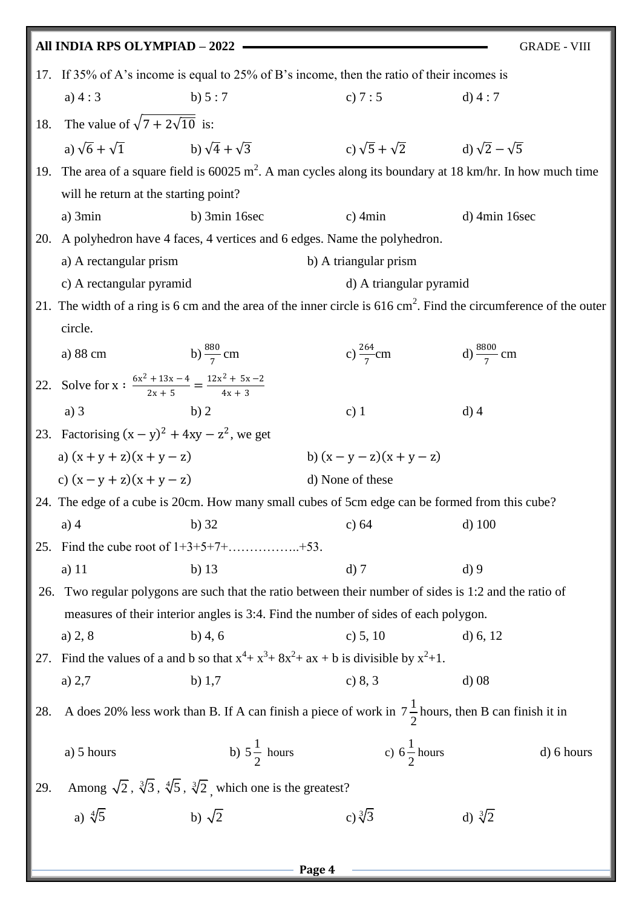17. If 35% of A's income is equal to 25% of B's income, then the ratio of their incomes is

 a) 4 : 3  b) 5 : 7  c) 7 : 5  d) 4 : 7

18. The value of $\sqrt{7+2\sqrt{10}}$ is:

 a) $\sqrt{6}+\sqrt{1}$  b) $\sqrt{4}+\sqrt{3}$  c) $\sqrt{5}+\sqrt{2}$  d) $\sqrt{2}-\sqrt{5}$

19. The area of a square field is 60025 $m^2$. A man cycles along its boundary at 18 km/hr. In how much time will he return at the starting point?

 a) 3min  b) 3min 16sec  c) 4min  d) 4min 16sec

20. A polyhedron have 4 faces, 4 vertices and 6 edges. Name the polyhedron.

 a) A rectangular prism  b) A triangular prism

 c) A rectangular pyramid  d) A triangular pyramid

21. The width of a ring is 6 cm and the area of the inner circle is 616 $cm^2$. Find the circumference of the outer circle.

 a) 88 cm  b) $\frac{880}{7}$ cm  c) $\frac{264}{7}$cm  d) $\frac{8800}{7}$ cm

22. Solve for x : $\frac{6x^2+13x-4}{2x+5} = \frac{12x^2+5x-2}{4x+3}$

 a) 3  b) 2  c) 1  d) 4

23. Factorising $(x-y)^2 + 4xy - z^2$, we get

 a) $(x+y+z)(x+y-z)$  b) $(x-y-z)(x+y-z)$

 c) $(x-y+z)(x+y-z)$  d) None of these

24. The edge of a cube is 20cm. How many small cubes of 5cm edge can be formed from this cube?

 a) 4  b) 32  c) 64  d) 100

25. Find the cube root of 1+3+5+7+……………..+53.

 a) 11  b) 13  d) 7  d) 9

26. Two regular polygons are such that the ratio between their number of sides is 1:2 and the ratio of measures of their interior angles is 3:4. Find the number of sides of each polygon.

 a) 2, 8  b) 4, 6  c) 5, 10  d) 6, 12

27. Find the values of a and b so that $x^4 + x^3 + 8x^2 + ax + b$ is divisible by $x^2+1$.

 a) 2,7  b) 1,7  c) 8, 3  d) 08

28. A does 20% less work than B. If A can finish a piece of work in $7\frac{1}{2}$ hours, then B can finish it in

 a) 5 hours  b) $5\frac{1}{2}$ hours  c) $6\frac{1}{2}$ hours  d) 6 hours

29. Among $\sqrt{2}$, $\sqrt[3]{3}$, $\sqrt[4]{5}$, $\sqrt[3]{2}$, which one is the greatest?

 a) $\sqrt[4]{5}$  b) $\sqrt{2}$  c) $\sqrt[3]{3}$  d) $\sqrt[3]{2}$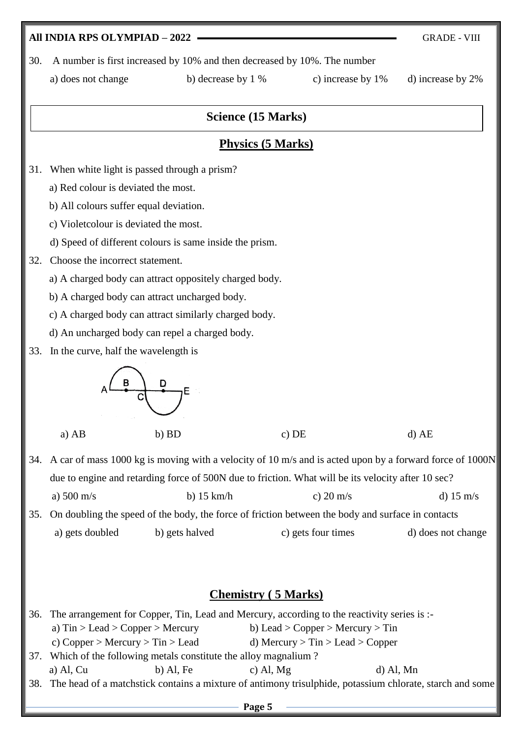30. A number is first increased by 10% and then decreased by 10%. The number

a) does not change  b) decrease by 1 %  c) increase by 1%  d) increase by 2%

## Science (15 Marks)

### Physics (5 Marks)

31. When white light is passed through a prism?

a) Red colour is deviated the most.

b) All colours suffer equal deviation.

c) Violetcolour is deviated the most.

d) Speed of different colours is same inside the prism.

32. Choose the incorrect statement.

a) A charged body can attract oppositely charged body.

b) A charged body can attract uncharged body.

c) A charged body can attract similarly charged body.

d) An uncharged body can repel a charged body.

33. In the curve, half the wavelength is

a) AB  b) BD  c) DE  d) AE

34. A car of mass 1000 kg is moving with a velocity of 10 m/s and is acted upon by a forward force of 1000N due to engine and retarding force of 500N due to friction. What will be its velocity after 10 sec?

a) 500 m/s  b) 15 km/h  c) 20 m/s  d) 15 m/s

35. On doubling the speed of the body, the force of friction between the body and surface in contacts

a) gets doubled  b) gets halved  c) gets four times  d) does not change

### Chemistry ( 5 Marks)

36. The arrangement for Copper, Tin, Lead and Mercury, according to the reactivity series is :-

a) Tin > Lead > Copper > Mercury  b) Lead > Copper > Mercury > Tin

c) Copper > Mercury > Tin > Lead  d) Mercury > Tin > Lead > Copper

37. Which of the following metals constitute the alloy magnalium ?

a) Al, Cu  b) Al, Fe  c) Al, Mg  d) Al, Mn

38. The head of a matchstick contains a mixture of antimony trisulphide, potassium chlorate, starch and some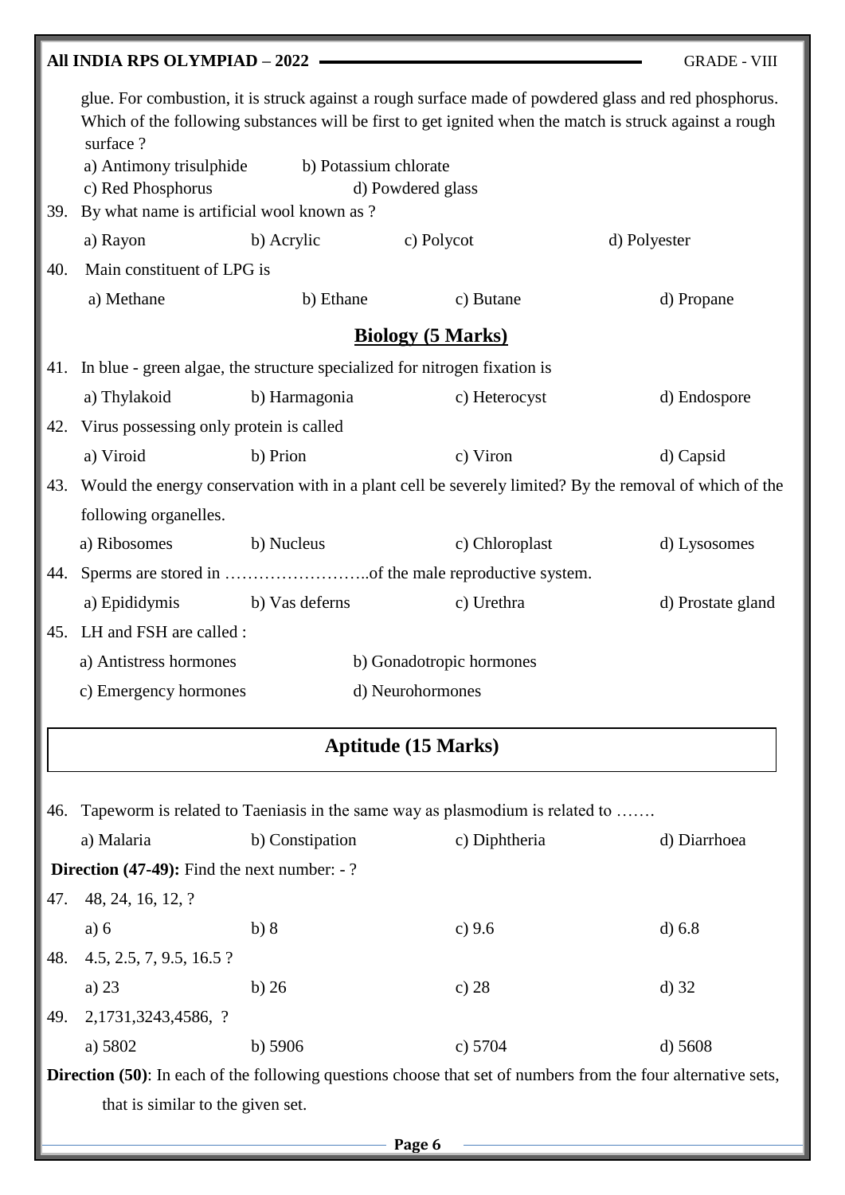glue. For combustion, it is struck against a rough surface made of powdered glass and red phosphorus. Which of the following substances will be first to get ignited when the match is struck against a rough surface ?

a) Antimony trisulphide b) Potassium chlorate
c) Red Phosphorus d) Powdered glass

39. By what name is artificial wool known as ?

a) Rayon b) Acrylic c) Polycot d) Polyester

40. Main constituent of LPG is

a) Methane b) Ethane c) Butane d) Propane

## Biology (5 Marks)

41. In blue - green algae, the structure specialized for nitrogen fixation is

a) Thylakoid b) Harmagonia c) Heterocyst d) Endospore

42. Virus possessing only protein is called

a) Viroid b) Prion c) Viron d) Capsid

43. Would the energy conservation with in a plant cell be severely limited? By the removal of which of the following organelles.

a) Ribosomes b) Nucleus c) Chloroplast d) Lysosomes

44. Sperms are stored in ……………………..of the male reproductive system.

a) Epididymis b) Vas deferns c) Urethra d) Prostate gland

45. LH and FSH are called :

a) Antistress hormones b) Gonadotropic hormones
c) Emergency hormones d) Neurohormones

## Aptitude (15 Marks)

46. Tapeworm is related to Taeniasis in the same way as plasmodium is related to …….

a) Malaria b) Constipation c) Diphtheria d) Diarrhoea

**Direction (47-49):** Find the next number: - ?

47. 48, 24, 16, 12, ?

a) 6 b) 8 c) 9.6 d) 6.8

48. 4.5, 2.5, 7, 9.5, 16.5 ?

a) 23 b) 26 c) 28 d) 32

49. 2,1731,3243,4586, ?

a) 5802 b) 5906 c) 5704 d) 5608

**Direction (50)**: In each of the following questions choose that set of numbers from the four alternative sets, that is similar to the given set.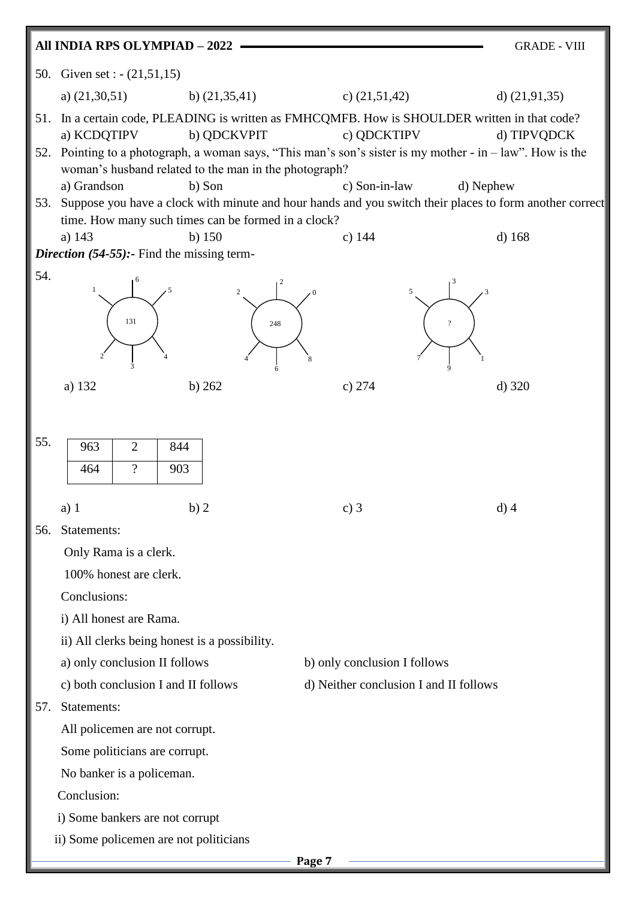50. Given set : - (21,51,15)

a) (21,30,51) b) (21,35,41) c) (21,51,42) d) (21,91,35)

51. In a certain code, PLEADING is written as FMHCQMFB. How is SHOULDER written in that code?

a) KCDQTIPV b) QDCKVPIT c) QDCKTIPV d) TIPVQDCK

52. Pointing to a photograph, a woman says, "This man's son's sister is my mother - in – law". How is the woman's husband related to the man in the photograph?

a) Grandson b) Son c) Son-in-law d) Nephew

53. Suppose you have a clock with minute and hour hands and you switch their places to form another correct time. How many such times can be formed in a clock?

a) 143 b) 150 c) 144 d) 168

***Direction (54-55):*** - Find the missing term-

54.

Figure 1: centre 131; spokes: 1, 6, 5, 2, 3, 4

Figure 2: centre 248; spokes: 2, 2, 0, 4, 6, 8

Figure 3: centre ?; spokes: 5, 3, 3, 7, 9, 1

a) 132 b) 262 c) 274 d) 320

55.

| 963 | 2 | 844 |
|---|---|---|
| 464 | ? | 903 |

a) 1 b) 2 c) 3 d) 4

56. Statements:

Only Rama is a clerk.

100% honest are clerk.

Conclusions:

i) All honest are Rama.

ii) All clerks being honest is a possibility.

a) only conclusion II follows b) only conclusion I follows

c) both conclusion I and II follows d) Neither conclusion I and II follows

57. Statements:

All policemen are not corrupt.

Some politicians are corrupt.

No banker is a policeman.

Conclusion:

i) Some bankers are not corrupt

ii) Some policemen are not politicians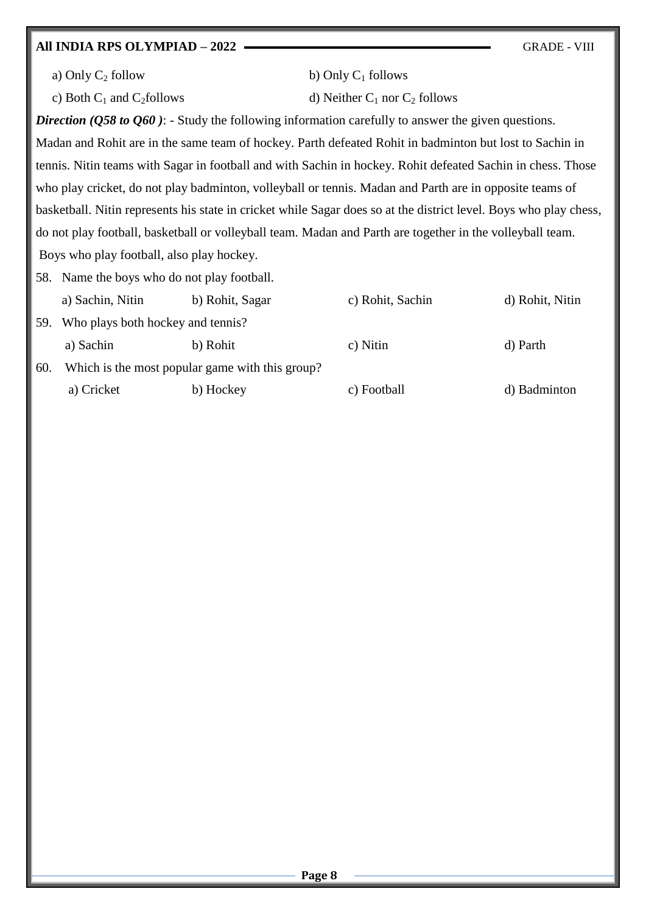a) Only $C_2$ follow

b) Only $C_1$ follows

c) Both $C_1$ and $C_2$follows

d) Neither $C_1$ nor $C_2$ follows

***Direction (Q58 to Q60 )***: - Study the following information carefully to answer the given questions. Madan and Rohit are in the same team of hockey. Parth defeated Rohit in badminton but lost to Sachin in tennis. Nitin teams with Sagar in football and with Sachin in hockey. Rohit defeated Sachin in chess. Those who play cricket, do not play badminton, volleyball or tennis. Madan and Parth are in opposite teams of basketball. Nitin represents his state in cricket while Sagar does so at the district level. Boys who play chess, do not play football, basketball or volleyball team. Madan and Parth are together in the volleyball team. Boys who play football, also play hockey.

58. Name the boys who do not play football.

a) Sachin, Nitin  b) Rohit, Sagar  c) Rohit, Sachin  d) Rohit, Nitin

59. Who plays both hockey and tennis?

a) Sachin  b) Rohit  c) Nitin  d) Parth

60. Which is the most popular game with this group?

a) Cricket  b) Hockey  c) Football  d) Badminton